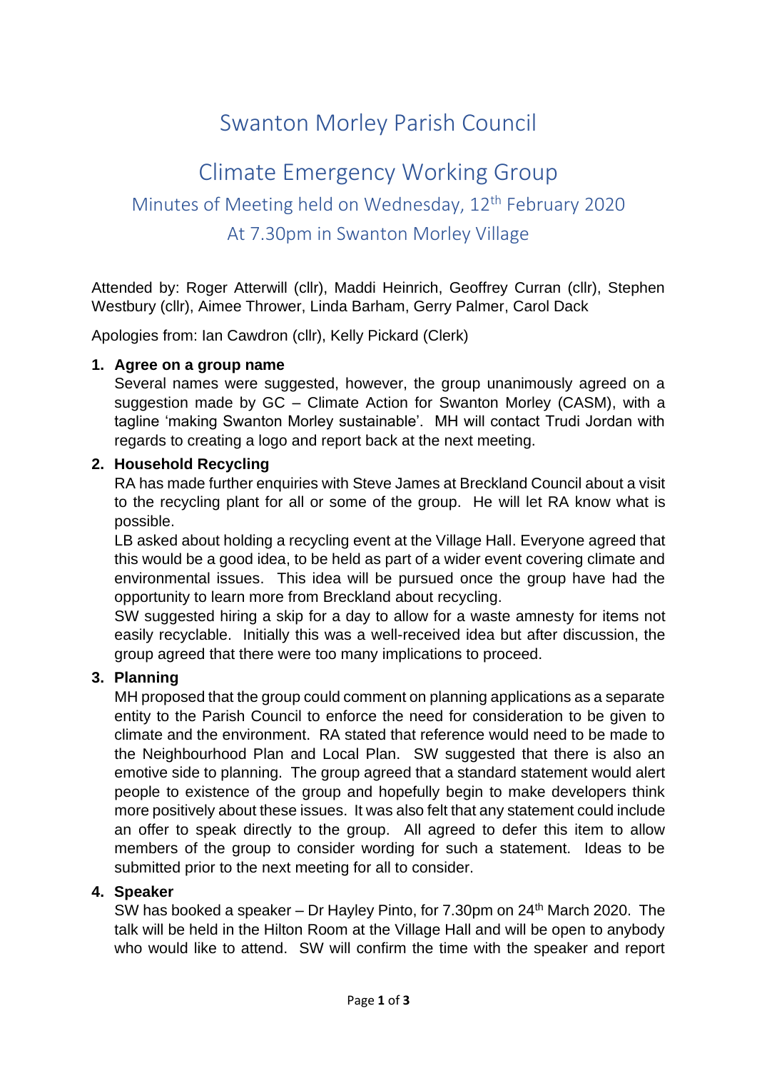# Swanton Morley Parish Council

## Climate Emergency Working Group

### Minutes of Meeting held on Wednesday, 12th February 2020
### At 7.30pm in Swanton Morley Village

Attended by: Roger Atterwill (cllr), Maddi Heinrich, Geoffrey Curran (cllr), Stephen Westbury (cllr), Aimee Thrower, Linda Barham, Gerry Palmer, Carol Dack

Apologies from: Ian Cawdron (cllr), Kelly Pickard (Clerk)

1. **Agree on a group name**
   Several names were suggested, however, the group unanimously agreed on a suggestion made by GC – Climate Action for Swanton Morley (CASM), with a tagline 'making Swanton Morley sustainable'. MH will contact Trudi Jordan with regards to creating a logo and report back at the next meeting.

2. **Household Recycling**
   RA has made further enquiries with Steve James at Breckland Council about a visit to the recycling plant for all or some of the group. He will let RA know what is possible.
   LB asked about holding a recycling event at the Village Hall. Everyone agreed that this would be a good idea, to be held as part of a wider event covering climate and environmental issues. This idea will be pursued once the group have had the opportunity to learn more from Breckland about recycling.
   SW suggested hiring a skip for a day to allow for a waste amnesty for items not easily recyclable. Initially this was a well-received idea but after discussion, the group agreed that there were too many implications to proceed.

3. **Planning**
   MH proposed that the group could comment on planning applications as a separate entity to the Parish Council to enforce the need for consideration to be given to climate and the environment. RA stated that reference would need to be made to the Neighbourhood Plan and Local Plan. SW suggested that there is also an emotive side to planning. The group agreed that a standard statement would alert people to existence of the group and hopefully begin to make developers think more positively about these issues. It was also felt that any statement could include an offer to speak directly to the group. All agreed to defer this item to allow members of the group to consider wording for such a statement. Ideas to be submitted prior to the next meeting for all to consider.

4. **Speaker**
   SW has booked a speaker – Dr Hayley Pinto, for 7.30pm on 24th March 2020. The talk will be held in the Hilton Room at the Village Hall and will be open to anybody who would like to attend. SW will confirm the time with the speaker and report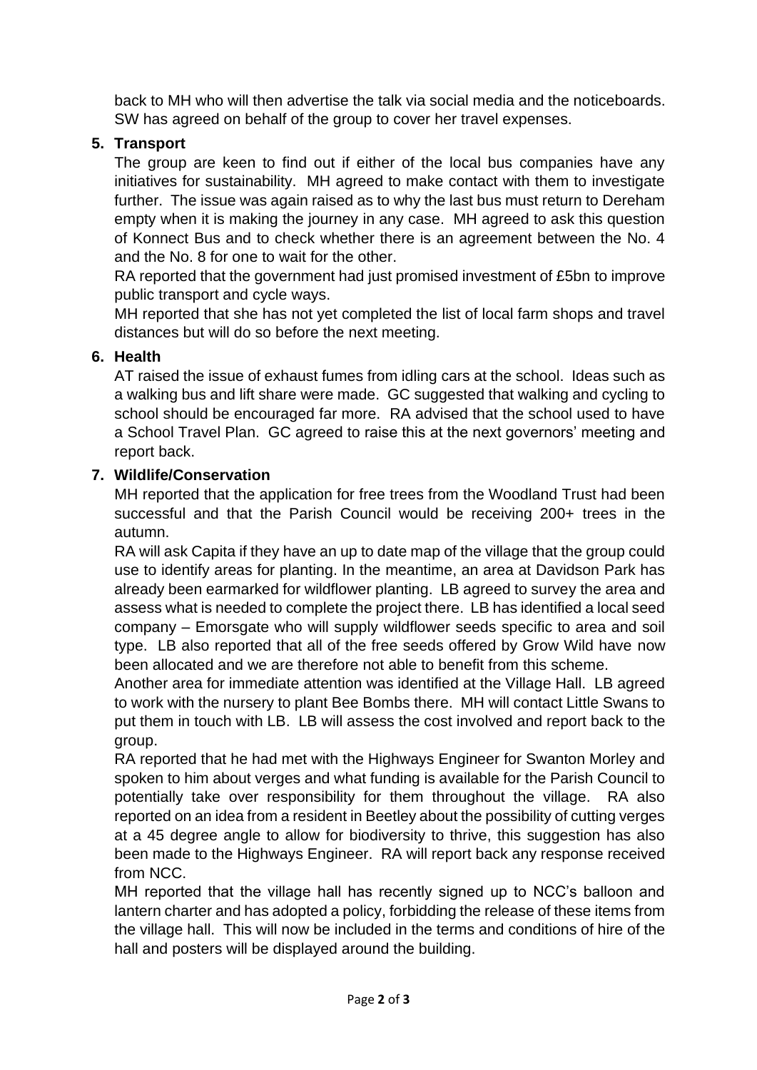back to MH who will then advertise the talk via social media and the noticeboards. SW has agreed on behalf of the group to cover her travel expenses.

5. **Transport**

   The group are keen to find out if either of the local bus companies have any initiatives for sustainability. MH agreed to make contact with them to investigate further. The issue was again raised as to why the last bus must return to Dereham empty when it is making the journey in any case. MH agreed to ask this question of Konnect Bus and to check whether there is an agreement between the No. 4 and the No. 8 for one to wait for the other.

   RA reported that the government had just promised investment of £5bn to improve public transport and cycle ways.

   MH reported that she has not yet completed the list of local farm shops and travel distances but will do so before the next meeting.

6. **Health**

   AT raised the issue of exhaust fumes from idling cars at the school. Ideas such as a walking bus and lift share were made. GC suggested that walking and cycling to school should be encouraged far more. RA advised that the school used to have a School Travel Plan. GC agreed to raise this at the next governors' meeting and report back.

7. **Wildlife/Conservation**

   MH reported that the application for free trees from the Woodland Trust had been successful and that the Parish Council would be receiving 200+ trees in the autumn.

   RA will ask Capita if they have an up to date map of the village that the group could use to identify areas for planting. In the meantime, an area at Davidson Park has already been earmarked for wildflower planting. LB agreed to survey the area and assess what is needed to complete the project there. LB has identified a local seed company – Emorsgate who will supply wildflower seeds specific to area and soil type. LB also reported that all of the free seeds offered by Grow Wild have now been allocated and we are therefore not able to benefit from this scheme.

   Another area for immediate attention was identified at the Village Hall. LB agreed to work with the nursery to plant Bee Bombs there. MH will contact Little Swans to put them in touch with LB. LB will assess the cost involved and report back to the group.

   RA reported that he had met with the Highways Engineer for Swanton Morley and spoken to him about verges and what funding is available for the Parish Council to potentially take over responsibility for them throughout the village. RA also reported on an idea from a resident in Beetley about the possibility of cutting verges at a 45 degree angle to allow for biodiversity to thrive, this suggestion has also been made to the Highways Engineer. RA will report back any response received from NCC.

   MH reported that the village hall has recently signed up to NCC's balloon and lantern charter and has adopted a policy, forbidding the release of these items from the village hall. This will now be included in the terms and conditions of hire of the hall and posters will be displayed around the building.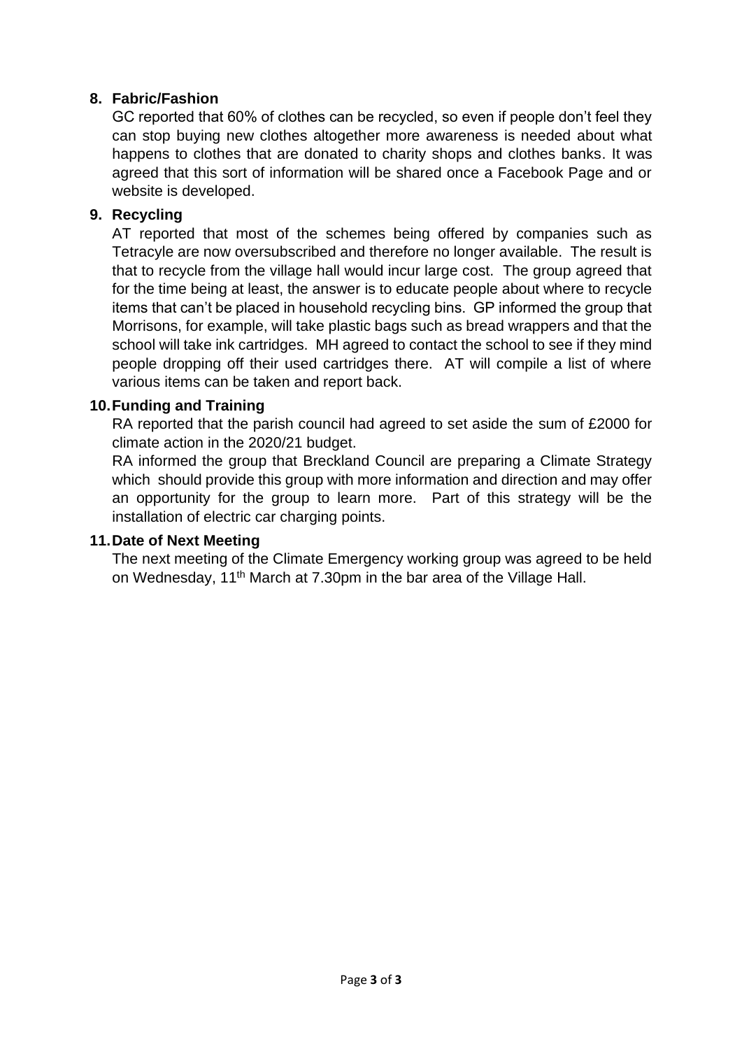## 8. Fabric/Fashion

GC reported that 60% of clothes can be recycled, so even if people don't feel they can stop buying new clothes altogether more awareness is needed about what happens to clothes that are donated to charity shops and clothes banks. It was agreed that this sort of information will be shared once a Facebook Page and or website is developed.

## 9. Recycling

AT reported that most of the schemes being offered by companies such as Tetracyle are now oversubscribed and therefore no longer available. The result is that to recycle from the village hall would incur large cost. The group agreed that for the time being at least, the answer is to educate people about where to recycle items that can't be placed in household recycling bins. GP informed the group that Morrisons, for example, will take plastic bags such as bread wrappers and that the school will take ink cartridges. MH agreed to contact the school to see if they mind people dropping off their used cartridges there. AT will compile a list of where various items can be taken and report back.

## 10. Funding and Training

RA reported that the parish council had agreed to set aside the sum of £2000 for climate action in the 2020/21 budget.

RA informed the group that Breckland Council are preparing a Climate Strategy which should provide this group with more information and direction and may offer an opportunity for the group to learn more. Part of this strategy will be the installation of electric car charging points.

## 11. Date of Next Meeting

The next meeting of the Climate Emergency working group was agreed to be held on Wednesday, 11th March at 7.30pm in the bar area of the Village Hall.